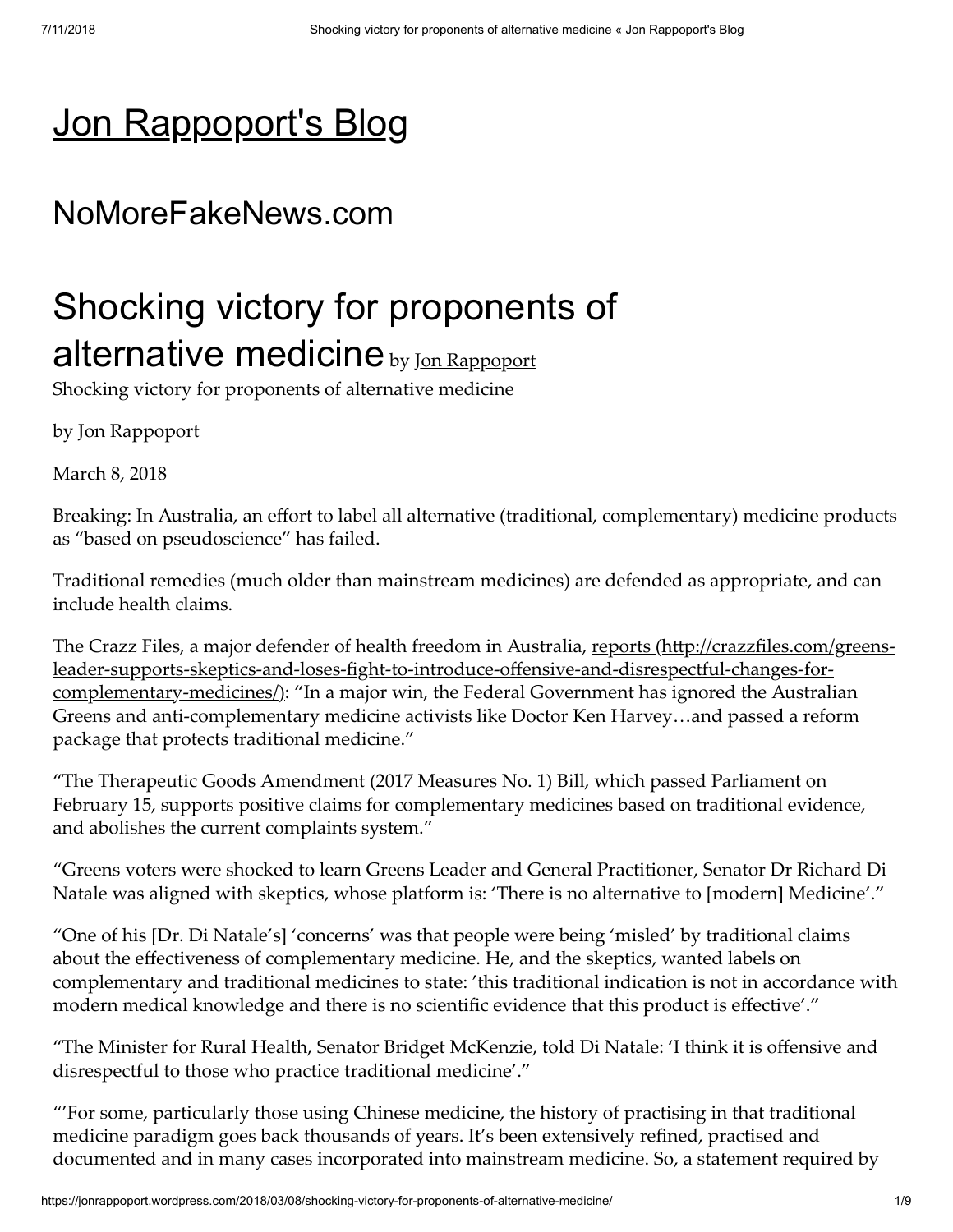# [Jon Rappoport's Blog](https://jonrappoport.wordpress.com/)

## NoMoreFakeNews.com

# Shocking victory for proponents of alternative medicine by [Jon Rappoport](https://jonrappoport.wordpress.com/author/jonrappoport/)

Shocking victory for proponents of alternative medicine

by Jon Rappoport

March 8, 2018

Breaking: In Australia, an effort to label all alternative (traditional, complementary) medicine products as "based on pseudoscience" has failed.

Traditional remedies (much older than mainstream medicines) are defended as appropriate, and can include health claims.

The Crazz Files, a major defender of health freedom in Australia, [reports (http://crazzfiles.com/greens-leader-supports-skeptics-and-loses-fight-to-introduce-offensive-and-disrespectful-changes-for-complementary-medicines/)](http://crazzfiles.com/greens-leader-supports-skeptics-and-loses-fight-to-introduce-offensive-and-disrespectful-changes-for-complementary-medicines/): "In a major win, the Federal Government has ignored the Australian Greens and anti-complementary medicine activists like Doctor Ken Harvey…and passed a reform package that protects traditional medicine."

"The Therapeutic Goods Amendment (2017 Measures No. 1) Bill, which passed Parliament on February 15, supports positive claims for complementary medicines based on traditional evidence, and abolishes the current complaints system."

"Greens voters were shocked to learn Greens Leader and General Practitioner, Senator Dr Richard Di Natale was aligned with skeptics, whose platform is: 'There is no alternative to [modern] Medicine'."

"One of his [Dr. Di Natale's] 'concerns' was that people were being 'misled' by traditional claims about the effectiveness of complementary medicine. He, and the skeptics, wanted labels on complementary and traditional medicines to state: 'this traditional indication is not in accordance with modern medical knowledge and there is no scientific evidence that this product is effective'."

"The Minister for Rural Health, Senator Bridget McKenzie, told Di Natale: 'I think it is offensive and disrespectful to those who practice traditional medicine'."

"'For some, particularly those using Chinese medicine, the history of practising in that traditional medicine paradigm goes back thousands of years. It's been extensively refined, practised and documented and in many cases incorporated into mainstream medicine. So, a statement required by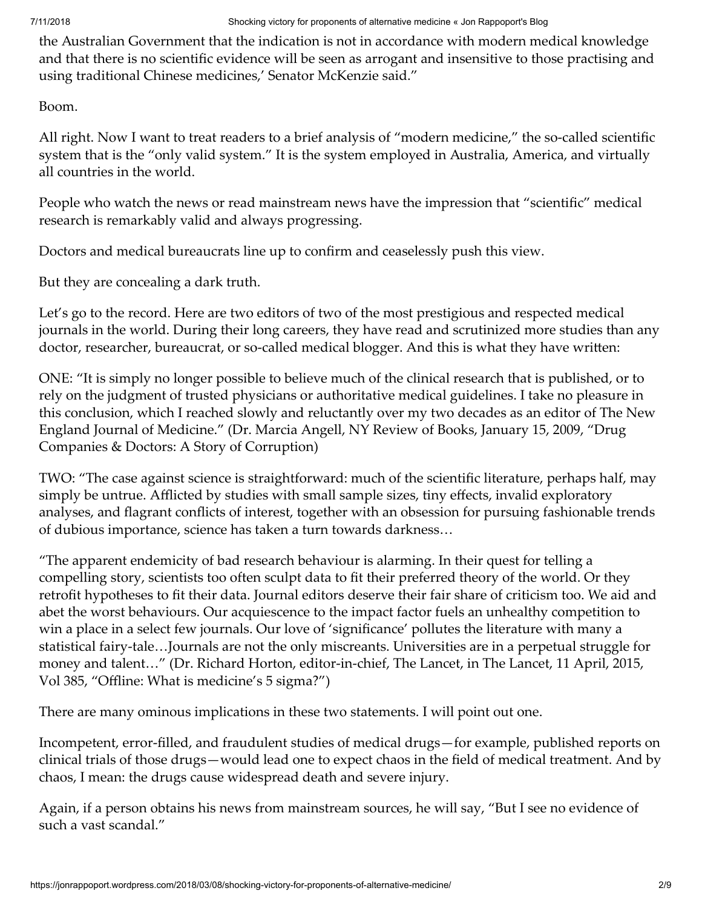the Australian Government that the indication is not in accordance with modern medical knowledge and that there is no scientific evidence will be seen as arrogant and insensitive to those practising and using traditional Chinese medicines,' Senator McKenzie said."

Boom.

All right. Now I want to treat readers to a brief analysis of "modern medicine," the so-called scientific system that is the "only valid system." It is the system employed in Australia, America, and virtually all countries in the world.

People who watch the news or read mainstream news have the impression that "scientific" medical research is remarkably valid and always progressing.

Doctors and medical bureaucrats line up to confirm and ceaselessly push this view.

But they are concealing a dark truth.

Let's go to the record. Here are two editors of two of the most prestigious and respected medical journals in the world. During their long careers, they have read and scrutinized more studies than any doctor, researcher, bureaucrat, or so-called medical blogger. And this is what they have written:

ONE: "It is simply no longer possible to believe much of the clinical research that is published, or to rely on the judgment of trusted physicians or authoritative medical guidelines. I take no pleasure in this conclusion, which I reached slowly and reluctantly over my two decades as an editor of The New England Journal of Medicine." (Dr. Marcia Angell, NY Review of Books, January 15, 2009, "Drug Companies & Doctors: A Story of Corruption)

TWO: "The case against science is straightforward: much of the scientific literature, perhaps half, may simply be untrue. Afflicted by studies with small sample sizes, tiny effects, invalid exploratory analyses, and flagrant conflicts of interest, together with an obsession for pursuing fashionable trends of dubious importance, science has taken a turn towards darkness…

"The apparent endemicity of bad research behaviour is alarming. In their quest for telling a compelling story, scientists too often sculpt data to fit their preferred theory of the world. Or they retrofit hypotheses to fit their data. Journal editors deserve their fair share of criticism too. We aid and abet the worst behaviours. Our acquiescence to the impact factor fuels an unhealthy competition to win a place in a select few journals. Our love of 'significance' pollutes the literature with many a statistical fairy-tale…Journals are not the only miscreants. Universities are in a perpetual struggle for money and talent…" (Dr. Richard Horton, editor-in-chief, The Lancet, in The Lancet, 11 April, 2015, Vol 385, "Offline: What is medicine's 5 sigma?")

There are many ominous implications in these two statements. I will point out one.

Incompetent, error-filled, and fraudulent studies of medical drugs—for example, published reports on clinical trials of those drugs—would lead one to expect chaos in the field of medical treatment. And by chaos, I mean: the drugs cause widespread death and severe injury.

Again, if a person obtains his news from mainstream sources, he will say, "But I see no evidence of such a vast scandal."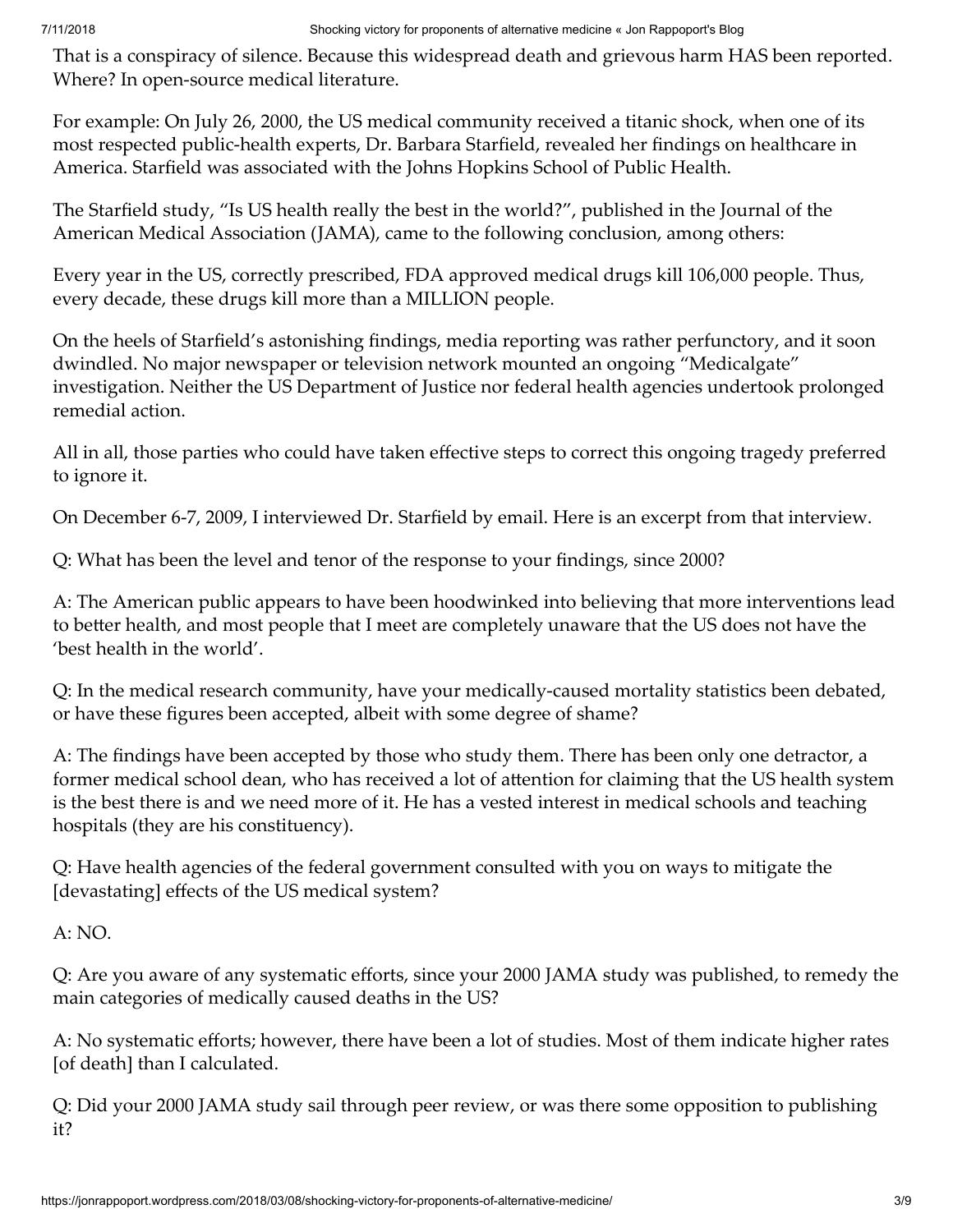That is a conspiracy of silence. Because this widespread death and grievous harm HAS been reported. Where? In open-source medical literature.

For example: On July 26, 2000, the US medical community received a titanic shock, when one of its most respected public-health experts, Dr. Barbara Starfield, revealed her findings on healthcare in America. Starfield was associated with the Johns Hopkins School of Public Health.

The Starfield study, "Is US health really the best in the world?", published in the Journal of the American Medical Association (JAMA), came to the following conclusion, among others:

Every year in the US, correctly prescribed, FDA approved medical drugs kill 106,000 people. Thus, every decade, these drugs kill more than a MILLION people.

On the heels of Starfield's astonishing findings, media reporting was rather perfunctory, and it soon dwindled. No major newspaper or television network mounted an ongoing "Medicalgate" investigation. Neither the US Department of Justice nor federal health agencies undertook prolonged remedial action.

All in all, those parties who could have taken effective steps to correct this ongoing tragedy preferred to ignore it.

On December 6-7, 2009, I interviewed Dr. Starfield by email. Here is an excerpt from that interview.

Q: What has been the level and tenor of the response to your findings, since 2000?

A: The American public appears to have been hoodwinked into believing that more interventions lead to better health, and most people that I meet are completely unaware that the US does not have the 'best health in the world'.

Q: In the medical research community, have your medically-caused mortality statistics been debated, or have these figures been accepted, albeit with some degree of shame?

A: The findings have been accepted by those who study them. There has been only one detractor, a former medical school dean, who has received a lot of attention for claiming that the US health system is the best there is and we need more of it. He has a vested interest in medical schools and teaching hospitals (they are his constituency).

Q: Have health agencies of the federal government consulted with you on ways to mitigate the [devastating] effects of the US medical system?

A: NO.

Q: Are you aware of any systematic efforts, since your 2000 JAMA study was published, to remedy the main categories of medically caused deaths in the US?

A: No systematic efforts; however, there have been a lot of studies. Most of them indicate higher rates [of death] than I calculated.

Q: Did your 2000 JAMA study sail through peer review, or was there some opposition to publishing it?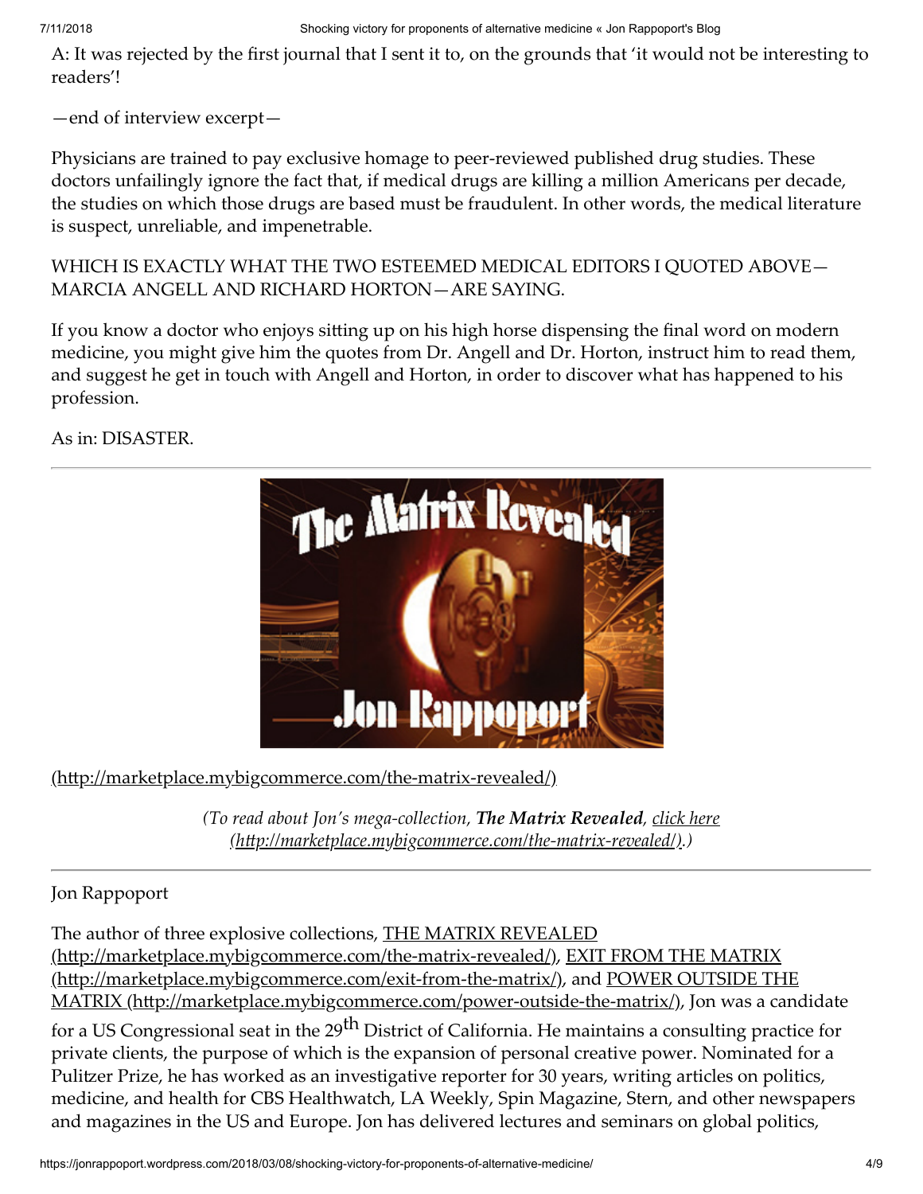A: It was rejected by the first journal that I sent it to, on the grounds that 'it would not be interesting to readers'!

—end of interview excerpt—

Physicians are trained to pay exclusive homage to peer-reviewed published drug studies. These doctors unfailingly ignore the fact that, if medical drugs are killing a million Americans per decade, the studies on which those drugs are based must be fraudulent. In other words, the medical literature is suspect, unreliable, and impenetrable.

WHICH IS EXACTLY WHAT THE TWO ESTEEMED MEDICAL EDITORS I QUOTED ABOVE—MARCIA ANGELL AND RICHARD HORTON—ARE SAYING.

If you know a doctor who enjoys sitting up on his high horse dispensing the final word on modern medicine, you might give him the quotes from Dr. Angell and Dr. Horton, instruct him to read them, and suggest he get in touch with Angell and Horton, in order to discover what has happened to his profession.

As in: DISASTER.

---

(http://marketplace.mybigcommerce.com/the-matrix-revealed/)

*(To read about Jon's mega-collection, **The Matrix Revealed**, click here (http://marketplace.mybigcommerce.com/the-matrix-revealed/).)*

---

Jon Rappoport

The author of three explosive collections, THE MATRIX REVEALED (http://marketplace.mybigcommerce.com/the-matrix-revealed/), EXIT FROM THE MATRIX (http://marketplace.mybigcommerce.com/exit-from-the-matrix/), and POWER OUTSIDE THE MATRIX (http://marketplace.mybigcommerce.com/power-outside-the-matrix/), Jon was a candidate for a US Congressional seat in the 29th District of California. He maintains a consulting practice for private clients, the purpose of which is the expansion of personal creative power. Nominated for a Pulitzer Prize, he has worked as an investigative reporter for 30 years, writing articles on politics, medicine, and health for CBS Healthwatch, LA Weekly, Spin Magazine, Stern, and other newspapers and magazines in the US and Europe. Jon has delivered lectures and seminars on global politics,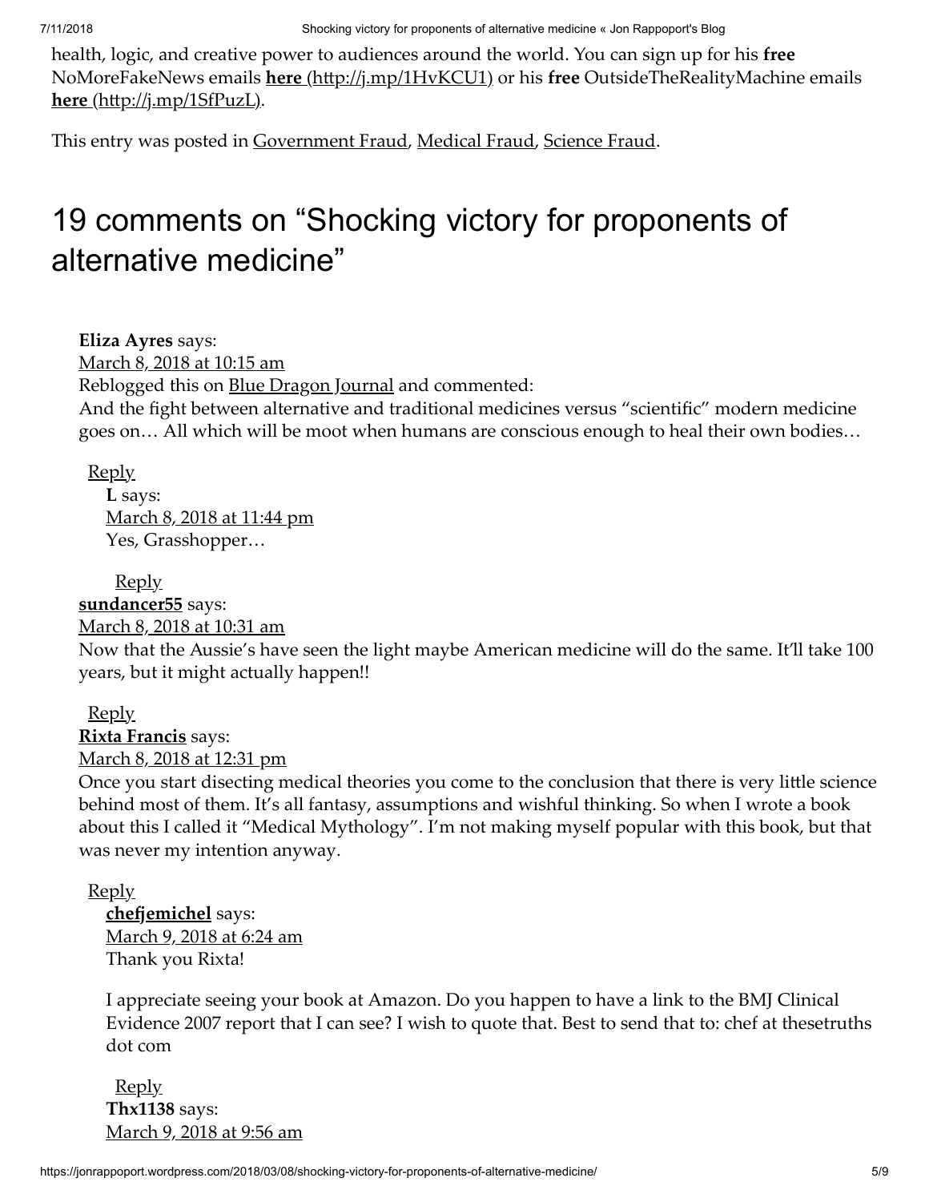health, logic, and creative power to audiences around the world. You can sign up for his **free** NoMoreFakeNews emails **here** (http://j.mp/1HvKCU1) or his **free** OutsideTheRealityMachine emails **here** (http://j.mp/1SfPuzL).

This entry was posted in Government Fraud, Medical Fraud, Science Fraud.

# 19 comments on "Shocking victory for proponents of alternative medicine"

**Eliza Ayres** says:
March 8, 2018 at 10:15 am
Reblogged this on Blue Dragon Journal and commented:
And the fight between alternative and traditional medicines versus "scientific" modern medicine goes on… All which will be moot when humans are conscious enough to heal their own bodies…

Reply

**L** says:
March 8, 2018 at 11:44 pm
Yes, Grasshopper…

Reply

**sundancer55** says:
March 8, 2018 at 10:31 am
Now that the Aussie's have seen the light maybe American medicine will do the same. It'll take 100 years, but it might actually happen!!

Reply

**Rixta Francis** says:
March 8, 2018 at 12:31 pm
Once you start disecting medical theories you come to the conclusion that there is very little science behind most of them. It's all fantasy, assumptions and wishful thinking. So when I wrote a book about this I called it "Medical Mythology". I'm not making myself popular with this book, but that was never my intention anyway.

Reply

**chefjemichel** says:
March 9, 2018 at 6:24 am
Thank you Rixta!

I appreciate seeing your book at Amazon. Do you happen to have a link to the BMJ Clinical Evidence 2007 report that I can see? I wish to quote that. Best to send that to: chef at thesetruths dot com

Reply

**Thx1138** says:
March 9, 2018 at 9:56 am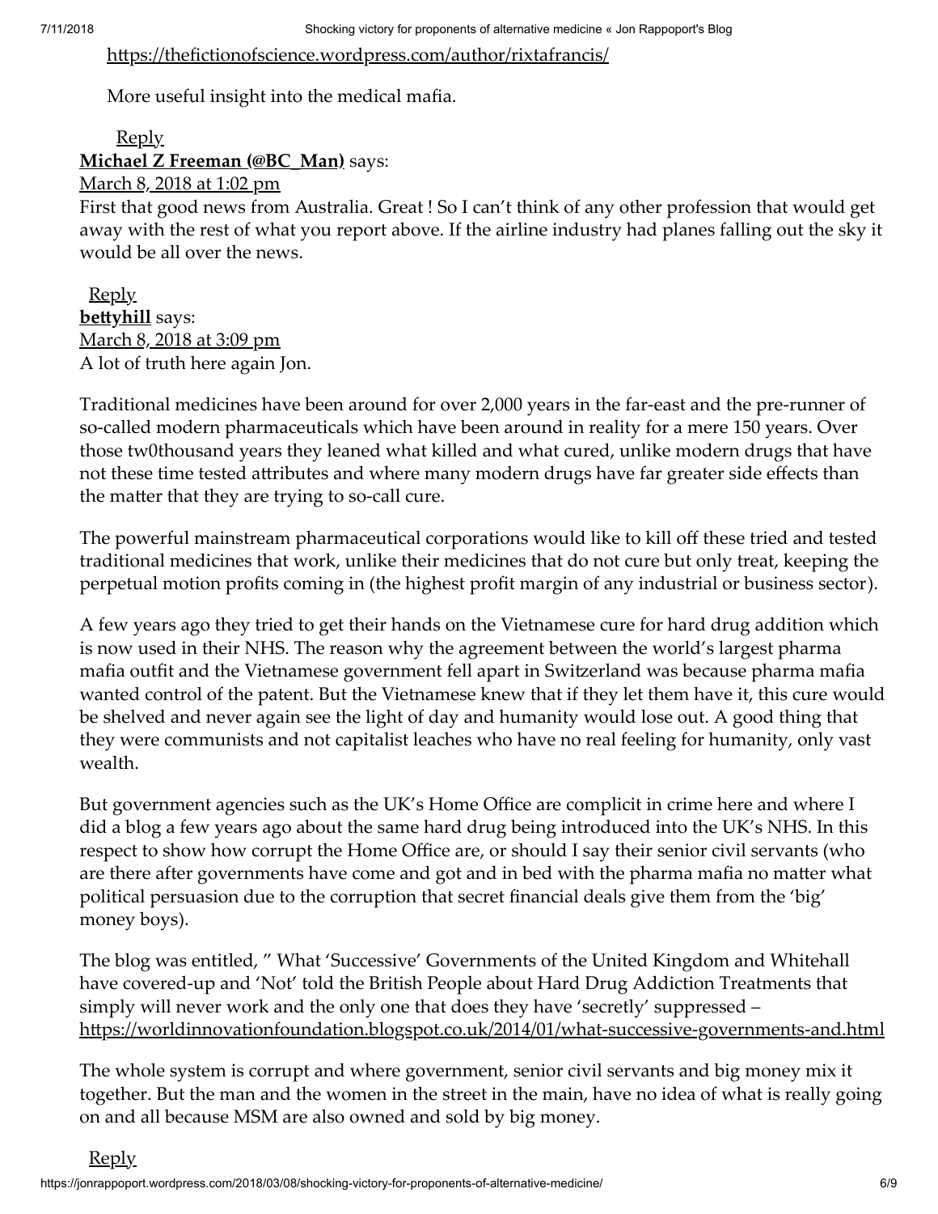https://thefictionofscience.wordpress.com/author/rixtafrancis/

More useful insight into the medical mafia.

Reply

**Michael Z Freeman (@BC_Man)** says:

March 8, 2018 at 1:02 pm

First that good news from Australia. Great ! So I can't think of any other profession that would get away with the rest of what you report above. If the airline industry had planes falling out the sky it would be all over the news.

Reply

**bettyhill** says:

March 8, 2018 at 3:09 pm

A lot of truth here again Jon.

Traditional medicines have been around for over 2,000 years in the far-east and the pre-runner of so-called modern pharmaceuticals which have been around in reality for a mere 150 years. Over those tw0thousand years they leaned what killed and what cured, unlike modern drugs that have not these time tested attributes and where many modern drugs have far greater side effects than the matter that they are trying to so-call cure.

The powerful mainstream pharmaceutical corporations would like to kill off these tried and tested traditional medicines that work, unlike their medicines that do not cure but only treat, keeping the perpetual motion profits coming in (the highest profit margin of any industrial or business sector).

A few years ago they tried to get their hands on the Vietnamese cure for hard drug addition which is now used in their NHS. The reason why the agreement between the world's largest pharma mafia outfit and the Vietnamese government fell apart in Switzerland was because pharma mafia wanted control of the patent. But the Vietnamese knew that if they let them have it, this cure would be shelved and never again see the light of day and humanity would lose out. A good thing that they were communists and not capitalist leaches who have no real feeling for humanity, only vast wealth.

But government agencies such as the UK's Home Office are complicit in crime here and where I did a blog a few years ago about the same hard drug being introduced into the UK's NHS. In this respect to show how corrupt the Home Office are, or should I say their senior civil servants (who are there after governments have come and got and in bed with the pharma mafia no matter what political persuasion due to the corruption that secret financial deals give them from the 'big' money boys).

The blog was entitled, " What 'Successive' Governments of the United Kingdom and Whitehall have covered-up and 'Not' told the British People about Hard Drug Addiction Treatments that simply will never work and the only one that does they have 'secretly' suppressed – https://worldinnovationfoundation.blogspot.co.uk/2014/01/what-successive-governments-and.html

The whole system is corrupt and where government, senior civil servants and big money mix it together. But the man and the women in the street in the main, have no idea of what is really going on and all because MSM are also owned and sold by big money.

Reply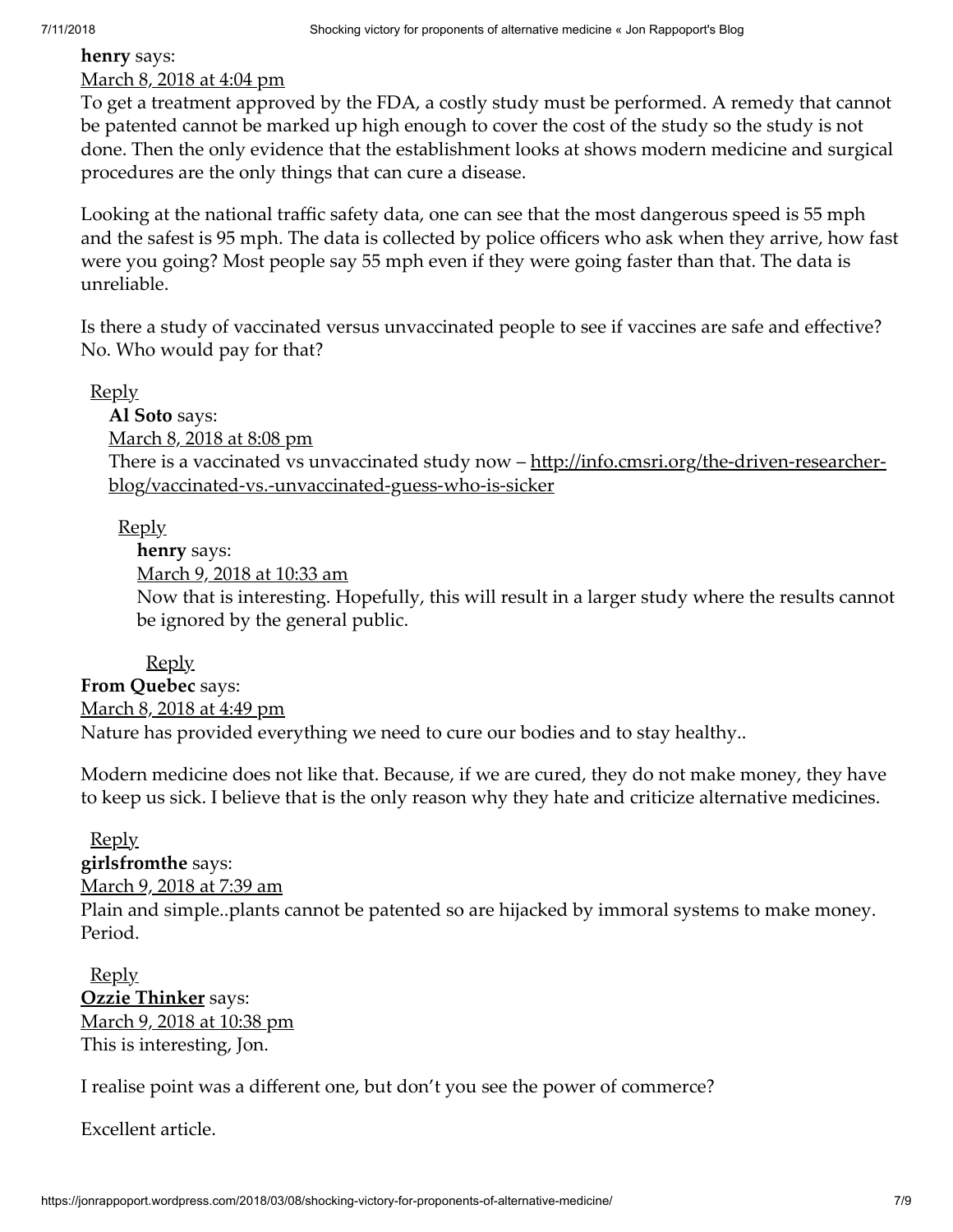**henry** says:

March 8, 2018 at 4:04 pm

To get a treatment approved by the FDA, a costly study must be performed. A remedy that cannot be patented cannot be marked up high enough to cover the cost of the study so the study is not done. Then the only evidence that the establishment looks at shows modern medicine and surgical procedures are the only things that can cure a disease.

Looking at the national traffic safety data, one can see that the most dangerous speed is 55 mph and the safest is 95 mph. The data is collected by police officers who ask when they arrive, how fast were you going? Most people say 55 mph even if they were going faster than that. The data is unreliable.

Is there a study of vaccinated versus unvaccinated people to see if vaccines are safe and effective? No. Who would pay for that?

Reply

**Al Soto** says:

March 8, 2018 at 8:08 pm

There is a vaccinated vs unvaccinated study now – http://info.cmsri.org/the-driven-researcher-blog/vaccinated-vs.-unvaccinated-guess-who-is-sicker

Reply

**henry** says:

March 9, 2018 at 10:33 am

Now that is interesting. Hopefully, this will result in a larger study where the results cannot be ignored by the general public.

Reply

**From Quebec** says:

March 8, 2018 at 4:49 pm

Nature has provided everything we need to cure our bodies and to stay healthy..

Modern medicine does not like that. Because, if we are cured, they do not make money, they have to keep us sick. I believe that is the only reason why they hate and criticize alternative medicines.

Reply

**girlsfromthe** says:

March 9, 2018 at 7:39 am

Plain and simple..plants cannot be patented so are hijacked by immoral systems to make money. Period.

Reply

**Ozzie Thinker** says:

March 9, 2018 at 10:38 pm

This is interesting, Jon.

I realise point was a different one, but don't you see the power of commerce?

Excellent article.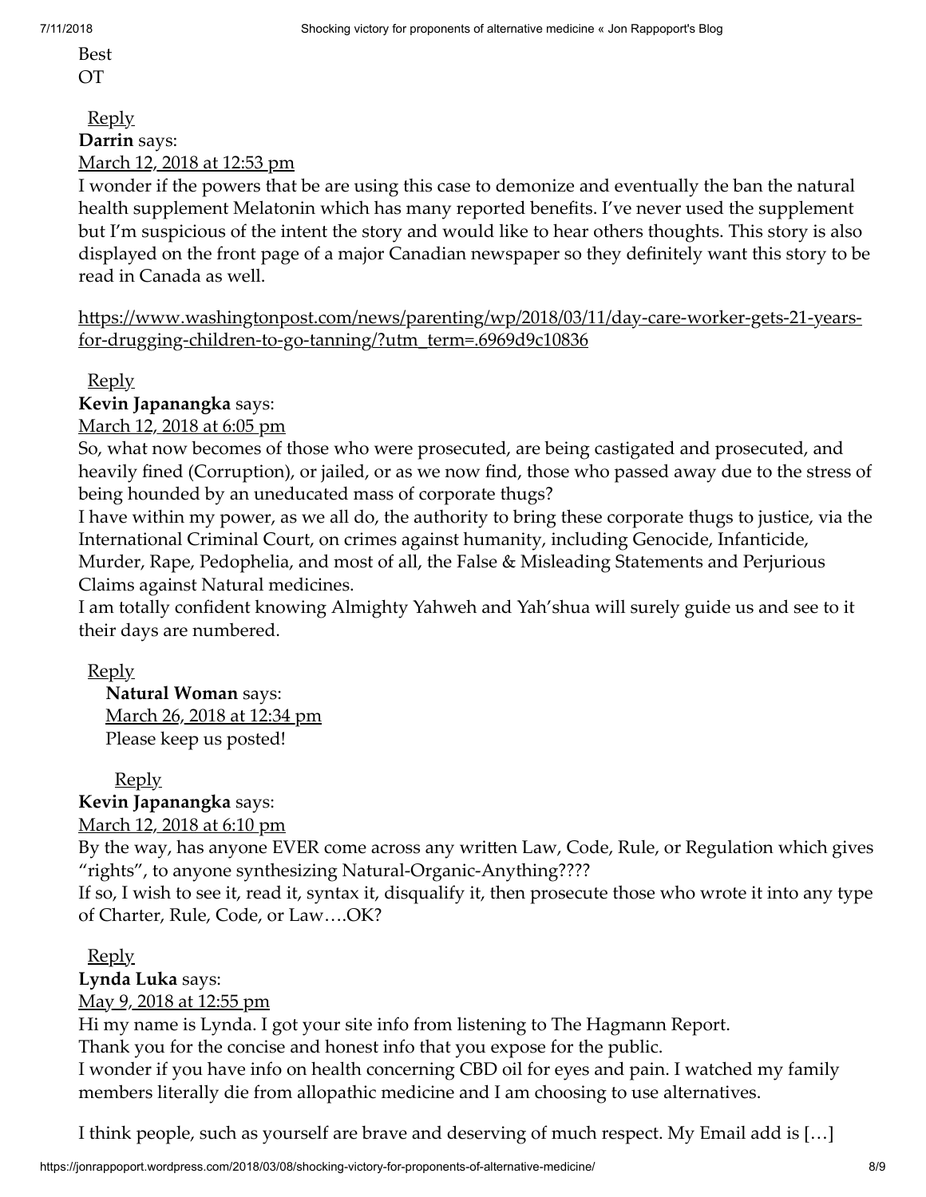Best
OT

Reply

**Darrin** says:
March 12, 2018 at 12:53 pm

I wonder if the powers that be are using this case to demonize and eventually the ban the natural health supplement Melatonin which has many reported benefits. I've never used the supplement but I'm suspicious of the intent the story and would like to hear others thoughts. This story is also displayed on the front page of a major Canadian newspaper so they definitely want this story to be read in Canada as well.

https://www.washingtonpost.com/news/parenting/wp/2018/03/11/day-care-worker-gets-21-years-for-drugging-children-to-go-tanning/?utm_term=.6969d9c10836

Reply

**Kevin Japanangka** says:
March 12, 2018 at 6:05 pm

So, what now becomes of those who were prosecuted, are being castigated and prosecuted, and heavily fined (Corruption), or jailed, or as we now find, those who passed away due to the stress of being hounded by an uneducated mass of corporate thugs?
I have within my power, as we all do, the authority to bring these corporate thugs to justice, via the International Criminal Court, on crimes against humanity, including Genocide, Infanticide, Murder, Rape, Pedophelia, and most of all, the False & Misleading Statements and Perjurious Claims against Natural medicines.
I am totally confident knowing Almighty Yahweh and Yah'shua will surely guide us and see to it their days are numbered.

Reply

> **Natural Woman** says:
> March 26, 2018 at 12:34 pm
> Please keep us posted!
>
> Reply

**Kevin Japanangka** says:
March 12, 2018 at 6:10 pm

By the way, has anyone EVER come across any written Law, Code, Rule, or Regulation which gives "rights", to anyone synthesizing Natural-Organic-Anything????
If so, I wish to see it, read it, syntax it, disqualify it, then prosecute those who wrote it into any type of Charter, Rule, Code, or Law….OK?

Reply

**Lynda Luka** says:
May 9, 2018 at 12:55 pm

Hi my name is Lynda. I got your site info from listening to The Hagmann Report.
Thank you for the concise and honest info that you expose for the public.
I wonder if you have info on health concerning CBD oil for eyes and pain. I watched my family members literally die from allopathic medicine and I am choosing to use alternatives.

I think people, such as yourself are brave and deserving of much respect. My Email add is […]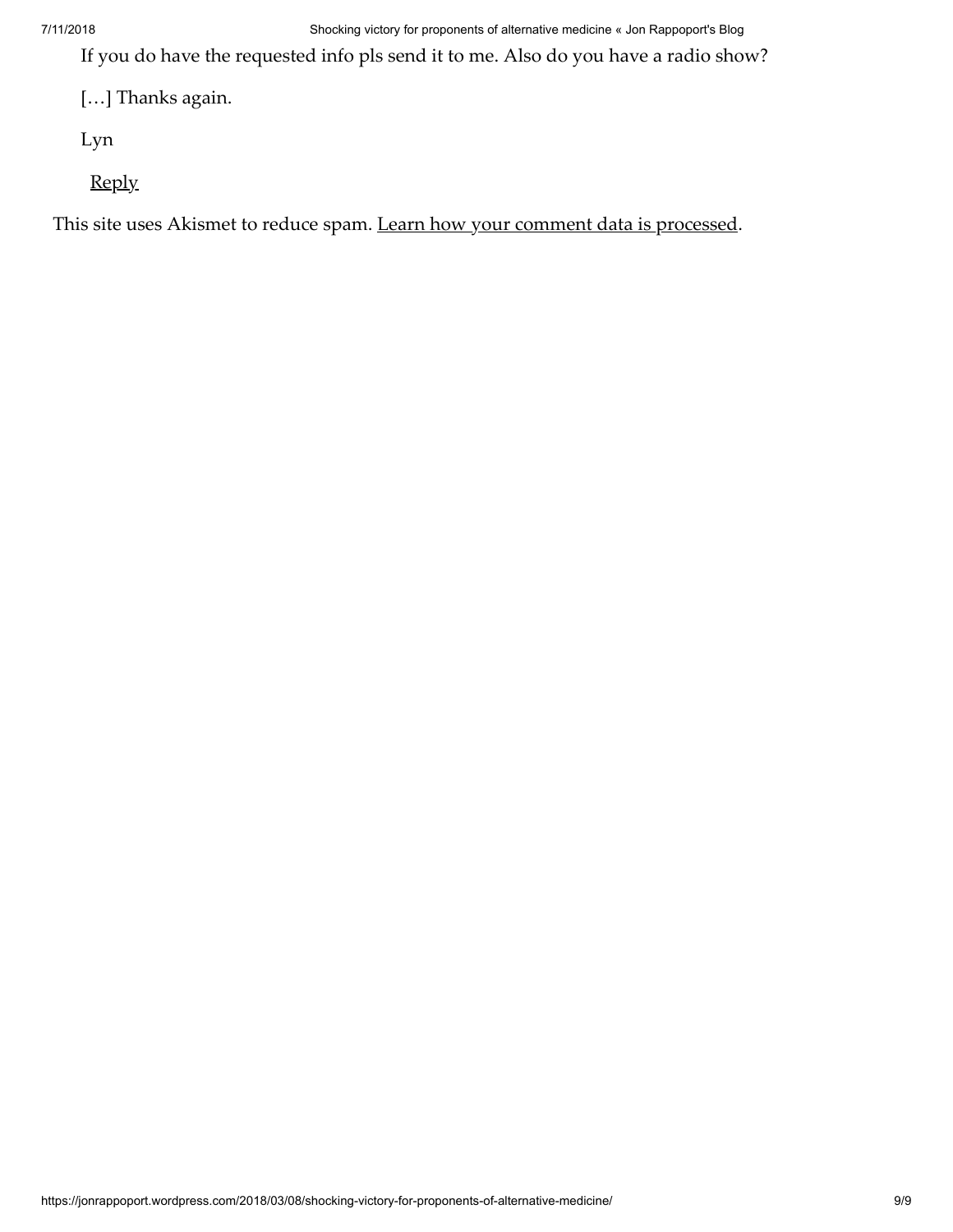If you do have the requested info pls send it to me. Also do you have a radio show?

[…] Thanks again.

Lyn

Reply

This site uses Akismet to reduce spam. Learn how your comment data is processed.